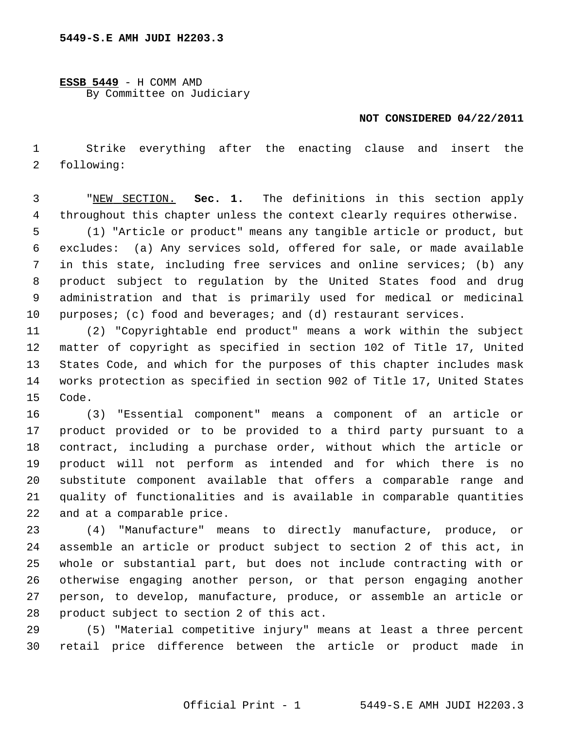**ESSB 5449** - H COMM AMD
By Committee on Judiciary

**NOT CONSIDERED 04/22/2011**

Strike everything after the enacting clause and insert the following:

"NEW SECTION. **Sec. 1.** The definitions in this section apply throughout this chapter unless the context clearly requires otherwise.

(1) "Article or product" means any tangible article or product, but excludes: (a) Any services sold, offered for sale, or made available in this state, including free services and online services; (b) any product subject to regulation by the United States food and drug administration and that is primarily used for medical or medicinal purposes; (c) food and beverages; and (d) restaurant services.

(2) "Copyrightable end product" means a work within the subject matter of copyright as specified in section 102 of Title 17, United States Code, and which for the purposes of this chapter includes mask works protection as specified in section 902 of Title 17, United States Code.

(3) "Essential component" means a component of an article or product provided or to be provided to a third party pursuant to a contract, including a purchase order, without which the article or product will not perform as intended and for which there is no substitute component available that offers a comparable range and quality of functionalities and is available in comparable quantities and at a comparable price.

(4) "Manufacture" means to directly manufacture, produce, or assemble an article or product subject to section 2 of this act, in whole or substantial part, but does not include contracting with or otherwise engaging another person, or that person engaging another person, to develop, manufacture, produce, or assemble an article or product subject to section 2 of this act.

(5) "Material competitive injury" means at least a three percent retail price difference between the article or product made in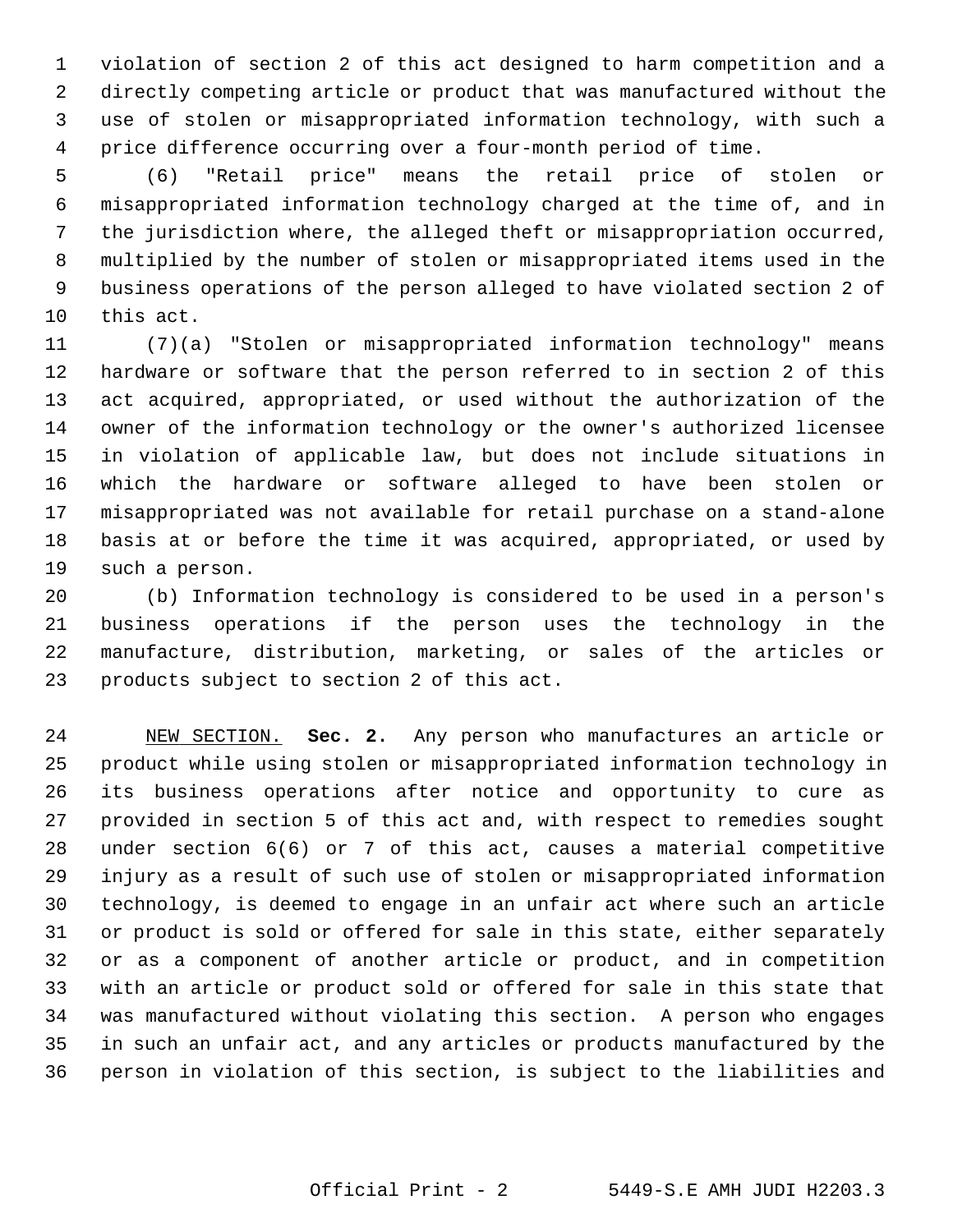violation of section 2 of this act designed to harm competition and a directly competing article or product that was manufactured without the use of stolen or misappropriated information technology, with such a price difference occurring over a four-month period of time.

(6) "Retail price" means the retail price of stolen or misappropriated information technology charged at the time of, and in the jurisdiction where, the alleged theft or misappropriation occurred, multiplied by the number of stolen or misappropriated items used in the business operations of the person alleged to have violated section 2 of this act.

(7)(a) "Stolen or misappropriated information technology" means hardware or software that the person referred to in section 2 of this act acquired, appropriated, or used without the authorization of the owner of the information technology or the owner's authorized licensee in violation of applicable law, but does not include situations in which the hardware or software alleged to have been stolen or misappropriated was not available for retail purchase on a stand-alone basis at or before the time it was acquired, appropriated, or used by such a person.

(b) Information technology is considered to be used in a person's business operations if the person uses the technology in the manufacture, distribution, marketing, or sales of the articles or products subject to section 2 of this act.

NEW SECTION. **Sec. 2.** Any person who manufactures an article or product while using stolen or misappropriated information technology in its business operations after notice and opportunity to cure as provided in section 5 of this act and, with respect to remedies sought under section 6(6) or 7 of this act, causes a material competitive injury as a result of such use of stolen or misappropriated information technology, is deemed to engage in an unfair act where such an article or product is sold or offered for sale in this state, either separately or as a component of another article or product, and in competition with an article or product sold or offered for sale in this state that was manufactured without violating this section. A person who engages in such an unfair act, and any articles or products manufactured by the person in violation of this section, is subject to the liabilities and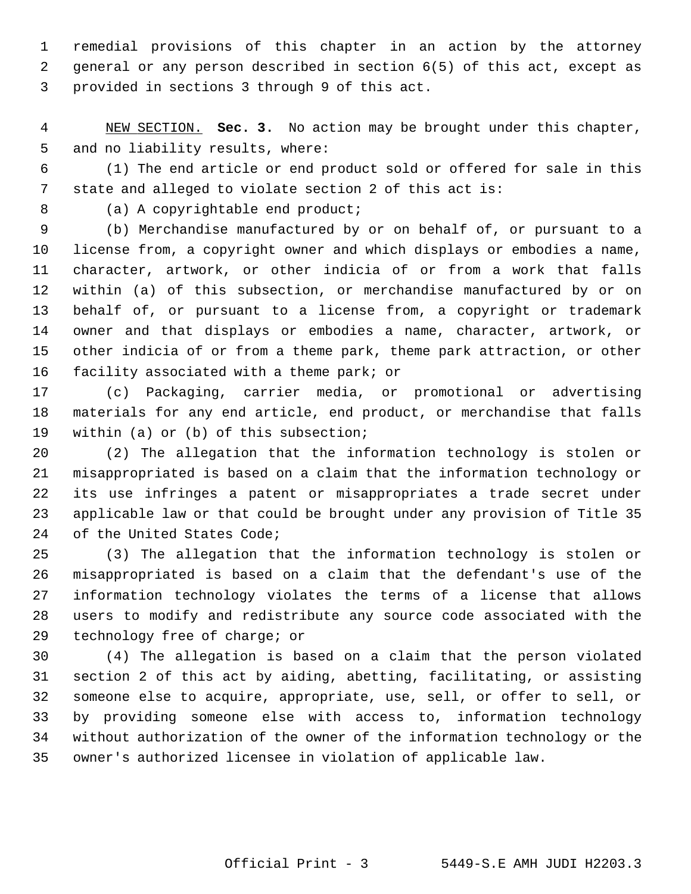remedial provisions of this chapter in an action by the attorney general or any person described in section 6(5) of this act, except as provided in sections 3 through 9 of this act.

NEW SECTION. **Sec. 3.** No action may be brought under this chapter, and no liability results, where:

(1) The end article or end product sold or offered for sale in this state and alleged to violate section 2 of this act is:

(a) A copyrightable end product;

(b) Merchandise manufactured by or on behalf of, or pursuant to a license from, a copyright owner and which displays or embodies a name, character, artwork, or other indicia of or from a work that falls within (a) of this subsection, or merchandise manufactured by or on behalf of, or pursuant to a license from, a copyright or trademark owner and that displays or embodies a name, character, artwork, or other indicia of or from a theme park, theme park attraction, or other facility associated with a theme park; or

(c) Packaging, carrier media, or promotional or advertising materials for any end article, end product, or merchandise that falls within (a) or (b) of this subsection;

(2) The allegation that the information technology is stolen or misappropriated is based on a claim that the information technology or its use infringes a patent or misappropriates a trade secret under applicable law or that could be brought under any provision of Title 35 of the United States Code;

(3) The allegation that the information technology is stolen or misappropriated is based on a claim that the defendant's use of the information technology violates the terms of a license that allows users to modify and redistribute any source code associated with the technology free of charge; or

(4) The allegation is based on a claim that the person violated section 2 of this act by aiding, abetting, facilitating, or assisting someone else to acquire, appropriate, use, sell, or offer to sell, or by providing someone else with access to, information technology without authorization of the owner of the information technology or the owner's authorized licensee in violation of applicable law.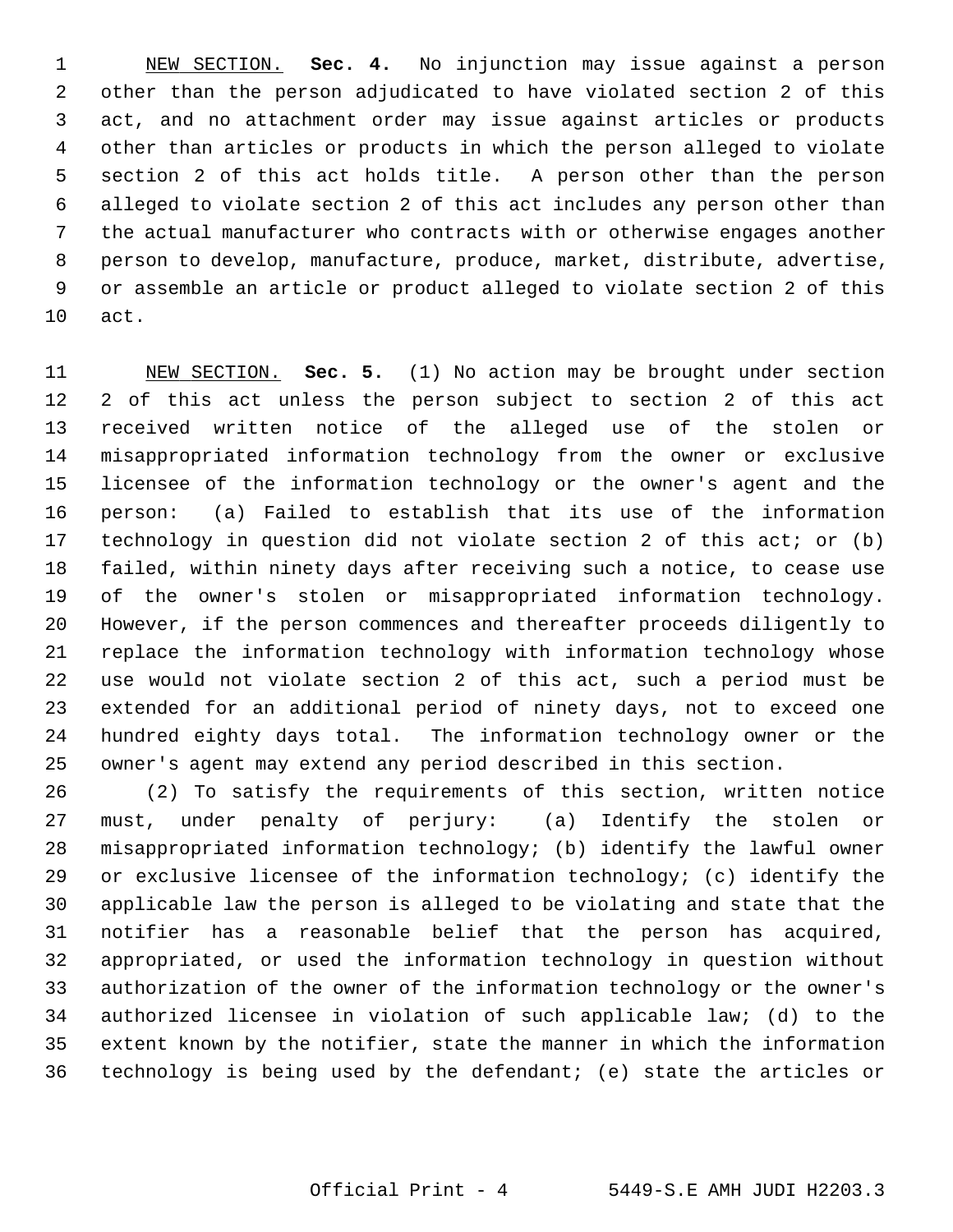NEW SECTION. **Sec. 4.** No injunction may issue against a person other than the person adjudicated to have violated section 2 of this act, and no attachment order may issue against articles or products other than articles or products in which the person alleged to violate section 2 of this act holds title. A person other than the person alleged to violate section 2 of this act includes any person other than the actual manufacturer who contracts with or otherwise engages another person to develop, manufacture, produce, market, distribute, advertise, or assemble an article or product alleged to violate section 2 of this act.

NEW SECTION. **Sec. 5.** (1) No action may be brought under section 2 of this act unless the person subject to section 2 of this act received written notice of the alleged use of the stolen or misappropriated information technology from the owner or exclusive licensee of the information technology or the owner's agent and the person: (a) Failed to establish that its use of the information technology in question did not violate section 2 of this act; or (b) failed, within ninety days after receiving such a notice, to cease use of the owner's stolen or misappropriated information technology. However, if the person commences and thereafter proceeds diligently to replace the information technology with information technology whose use would not violate section 2 of this act, such a period must be extended for an additional period of ninety days, not to exceed one hundred eighty days total. The information technology owner or the owner's agent may extend any period described in this section.

(2) To satisfy the requirements of this section, written notice must, under penalty of perjury: (a) Identify the stolen or misappropriated information technology; (b) identify the lawful owner or exclusive licensee of the information technology; (c) identify the applicable law the person is alleged to be violating and state that the notifier has a reasonable belief that the person has acquired, appropriated, or used the information technology in question without authorization of the owner of the information technology or the owner's authorized licensee in violation of such applicable law; (d) to the extent known by the notifier, state the manner in which the information technology is being used by the defendant; (e) state the articles or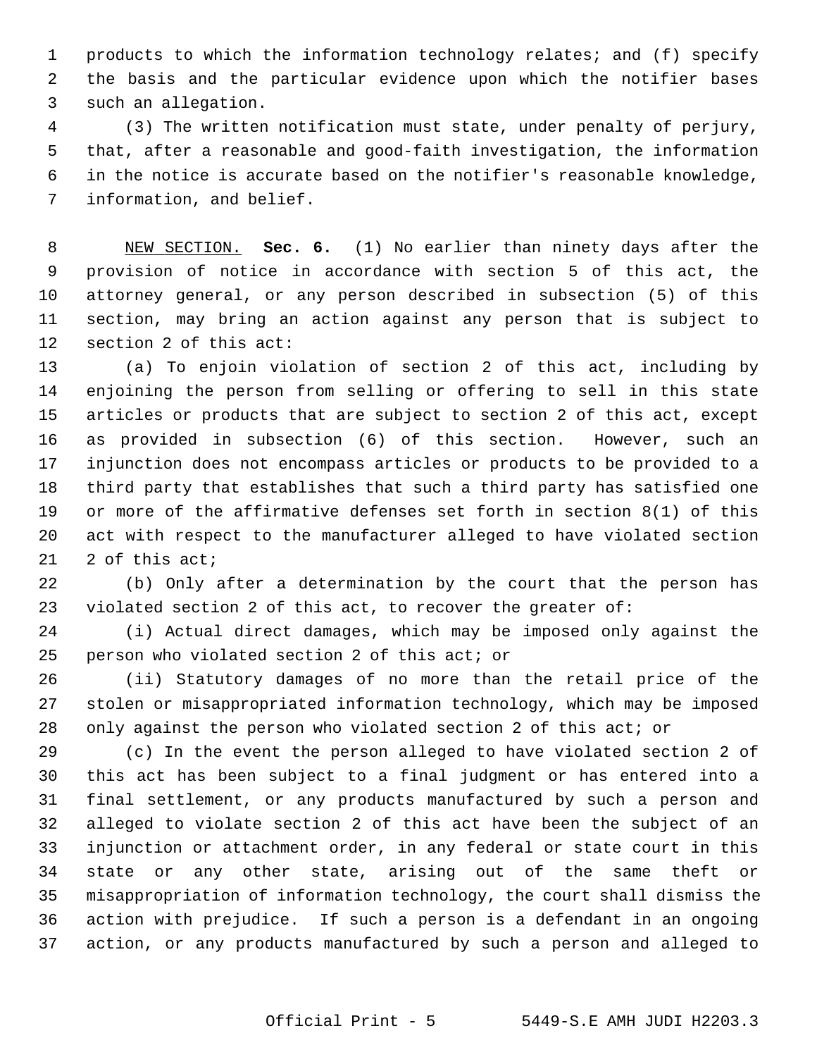products to which the information technology relates; and (f) specify the basis and the particular evidence upon which the notifier bases such an allegation.

(3) The written notification must state, under penalty of perjury, that, after a reasonable and good-faith investigation, the information in the notice is accurate based on the notifier's reasonable knowledge, information, and belief.

NEW SECTION. **Sec. 6.** (1) No earlier than ninety days after the provision of notice in accordance with section 5 of this act, the attorney general, or any person described in subsection (5) of this section, may bring an action against any person that is subject to section 2 of this act:

(a) To enjoin violation of section 2 of this act, including by enjoining the person from selling or offering to sell in this state articles or products that are subject to section 2 of this act, except as provided in subsection (6) of this section. However, such an injunction does not encompass articles or products to be provided to a third party that establishes that such a third party has satisfied one or more of the affirmative defenses set forth in section 8(1) of this act with respect to the manufacturer alleged to have violated section 2 of this act;

(b) Only after a determination by the court that the person has violated section 2 of this act, to recover the greater of:

(i) Actual direct damages, which may be imposed only against the person who violated section 2 of this act; or

(ii) Statutory damages of no more than the retail price of the stolen or misappropriated information technology, which may be imposed only against the person who violated section 2 of this act; or

(c) In the event the person alleged to have violated section 2 of this act has been subject to a final judgment or has entered into a final settlement, or any products manufactured by such a person and alleged to violate section 2 of this act have been the subject of an injunction or attachment order, in any federal or state court in this state or any other state, arising out of the same theft or misappropriation of information technology, the court shall dismiss the action with prejudice. If such a person is a defendant in an ongoing action, or any products manufactured by such a person and alleged to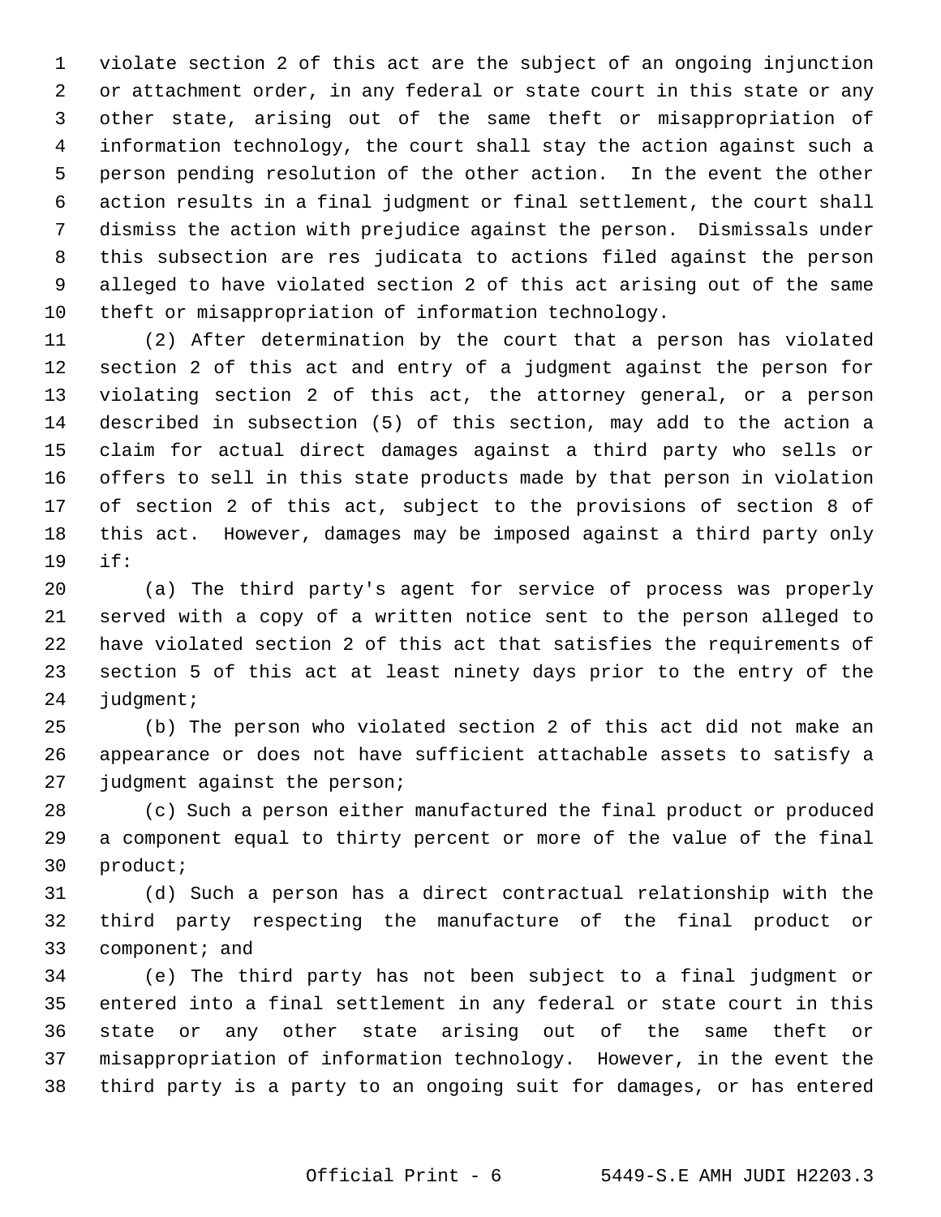violate section 2 of this act are the subject of an ongoing injunction or attachment order, in any federal or state court in this state or any other state, arising out of the same theft or misappropriation of information technology, the court shall stay the action against such a person pending resolution of the other action. In the event the other action results in a final judgment or final settlement, the court shall dismiss the action with prejudice against the person. Dismissals under this subsection are res judicata to actions filed against the person alleged to have violated section 2 of this act arising out of the same theft or misappropriation of information technology.

(2) After determination by the court that a person has violated section 2 of this act and entry of a judgment against the person for violating section 2 of this act, the attorney general, or a person described in subsection (5) of this section, may add to the action a claim for actual direct damages against a third party who sells or offers to sell in this state products made by that person in violation of section 2 of this act, subject to the provisions of section 8 of this act. However, damages may be imposed against a third party only if:

(a) The third party's agent for service of process was properly served with a copy of a written notice sent to the person alleged to have violated section 2 of this act that satisfies the requirements of section 5 of this act at least ninety days prior to the entry of the judgment;

(b) The person who violated section 2 of this act did not make an appearance or does not have sufficient attachable assets to satisfy a judgment against the person;

(c) Such a person either manufactured the final product or produced a component equal to thirty percent or more of the value of the final product;

(d) Such a person has a direct contractual relationship with the third party respecting the manufacture of the final product or component; and

(e) The third party has not been subject to a final judgment or entered into a final settlement in any federal or state court in this state or any other state arising out of the same theft or misappropriation of information technology. However, in the event the third party is a party to an ongoing suit for damages, or has entered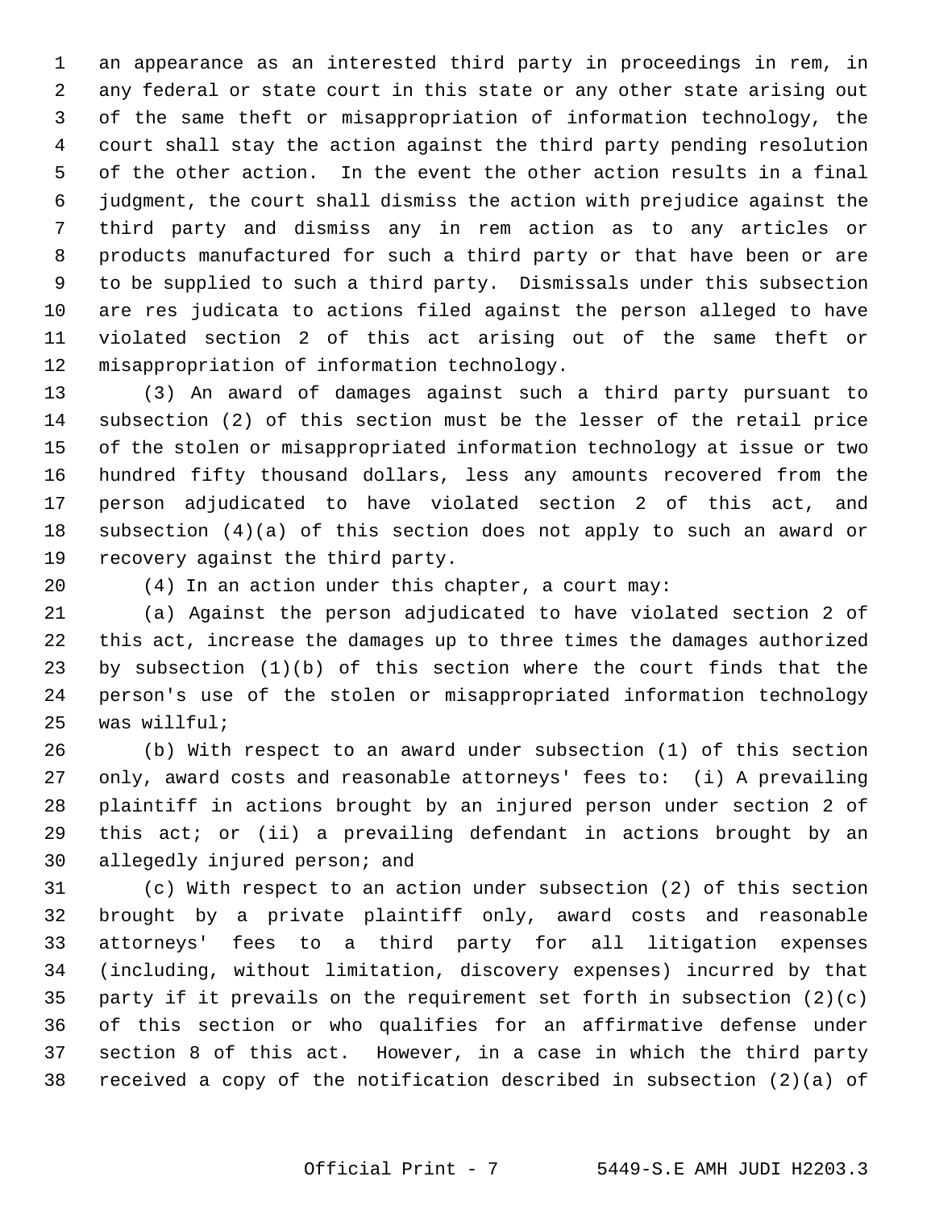an appearance as an interested third party in proceedings in rem, in any federal or state court in this state or any other state arising out of the same theft or misappropriation of information technology, the court shall stay the action against the third party pending resolution of the other action. In the event the other action results in a final judgment, the court shall dismiss the action with prejudice against the third party and dismiss any in rem action as to any articles or products manufactured for such a third party or that have been or are to be supplied to such a third party. Dismissals under this subsection are res judicata to actions filed against the person alleged to have violated section 2 of this act arising out of the same theft or misappropriation of information technology.

(3) An award of damages against such a third party pursuant to subsection (2) of this section must be the lesser of the retail price of the stolen or misappropriated information technology at issue or two hundred fifty thousand dollars, less any amounts recovered from the person adjudicated to have violated section 2 of this act, and subsection (4)(a) of this section does not apply to such an award or recovery against the third party.

(4) In an action under this chapter, a court may:

(a) Against the person adjudicated to have violated section 2 of this act, increase the damages up to three times the damages authorized by subsection (1)(b) of this section where the court finds that the person's use of the stolen or misappropriated information technology was willful;

(b) With respect to an award under subsection (1) of this section only, award costs and reasonable attorneys' fees to: (i) A prevailing plaintiff in actions brought by an injured person under section 2 of this act; or (ii) a prevailing defendant in actions brought by an allegedly injured person; and

(c) With respect to an action under subsection (2) of this section brought by a private plaintiff only, award costs and reasonable attorneys' fees to a third party for all litigation expenses (including, without limitation, discovery expenses) incurred by that party if it prevails on the requirement set forth in subsection (2)(c) of this section or who qualifies for an affirmative defense under section 8 of this act. However, in a case in which the third party received a copy of the notification described in subsection (2)(a) of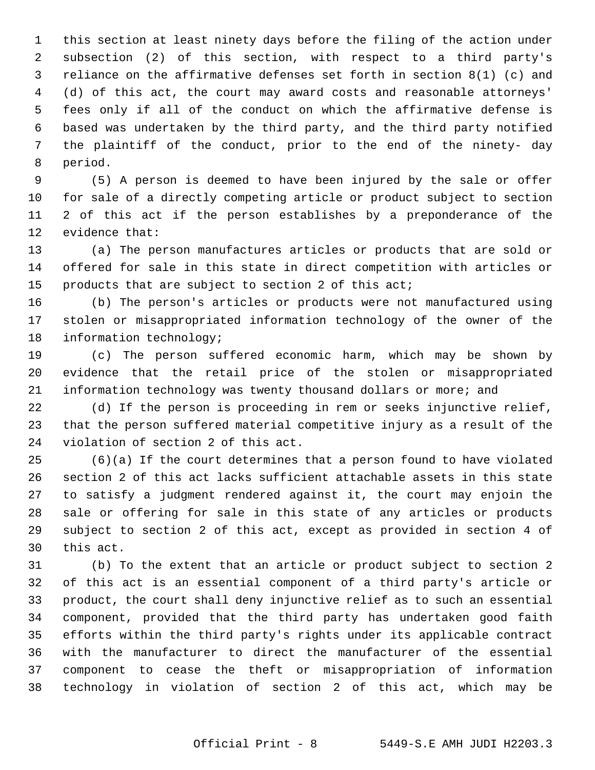this section at least ninety days before the filing of the action under subsection (2) of this section, with respect to a third party's reliance on the affirmative defenses set forth in section 8(1) (c) and (d) of this act, the court may award costs and reasonable attorneys' fees only if all of the conduct on which the affirmative defense is based was undertaken by the third party, and the third party notified the plaintiff of the conduct, prior to the end of the ninety- day period.

(5) A person is deemed to have been injured by the sale or offer for sale of a directly competing article or product subject to section 2 of this act if the person establishes by a preponderance of the evidence that:

(a) The person manufactures articles or products that are sold or offered for sale in this state in direct competition with articles or products that are subject to section 2 of this act;

(b) The person's articles or products were not manufactured using stolen or misappropriated information technology of the owner of the information technology;

(c) The person suffered economic harm, which may be shown by evidence that the retail price of the stolen or misappropriated information technology was twenty thousand dollars or more; and

(d) If the person is proceeding in rem or seeks injunctive relief, that the person suffered material competitive injury as a result of the violation of section 2 of this act.

(6)(a) If the court determines that a person found to have violated section 2 of this act lacks sufficient attachable assets in this state to satisfy a judgment rendered against it, the court may enjoin the sale or offering for sale in this state of any articles or products subject to section 2 of this act, except as provided in section 4 of this act.

(b) To the extent that an article or product subject to section 2 of this act is an essential component of a third party's article or product, the court shall deny injunctive relief as to such an essential component, provided that the third party has undertaken good faith efforts within the third party's rights under its applicable contract with the manufacturer to direct the manufacturer of the essential component to cease the theft or misappropriation of information technology in violation of section 2 of this act, which may be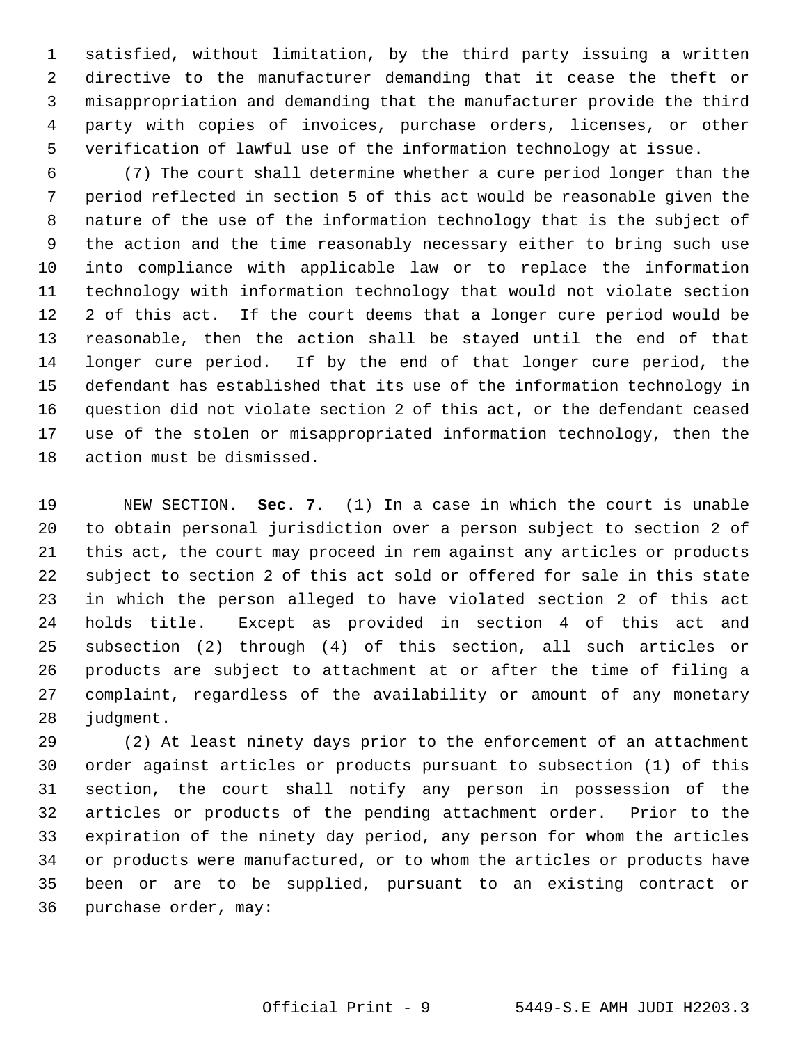satisfied, without limitation, by the third party issuing a written directive to the manufacturer demanding that it cease the theft or misappropriation and demanding that the manufacturer provide the third party with copies of invoices, purchase orders, licenses, or other verification of lawful use of the information technology at issue.

(7) The court shall determine whether a cure period longer than the period reflected in section 5 of this act would be reasonable given the nature of the use of the information technology that is the subject of the action and the time reasonably necessary either to bring such use into compliance with applicable law or to replace the information technology with information technology that would not violate section 2 of this act. If the court deems that a longer cure period would be reasonable, then the action shall be stayed until the end of that longer cure period. If by the end of that longer cure period, the defendant has established that its use of the information technology in question did not violate section 2 of this act, or the defendant ceased use of the stolen or misappropriated information technology, then the action must be dismissed.

NEW SECTION. **Sec. 7.** (1) In a case in which the court is unable to obtain personal jurisdiction over a person subject to section 2 of this act, the court may proceed in rem against any articles or products subject to section 2 of this act sold or offered for sale in this state in which the person alleged to have violated section 2 of this act holds title. Except as provided in section 4 of this act and subsection (2) through (4) of this section, all such articles or products are subject to attachment at or after the time of filing a complaint, regardless of the availability or amount of any monetary judgment.

(2) At least ninety days prior to the enforcement of an attachment order against articles or products pursuant to subsection (1) of this section, the court shall notify any person in possession of the articles or products of the pending attachment order. Prior to the expiration of the ninety day period, any person for whom the articles or products were manufactured, or to whom the articles or products have been or are to be supplied, pursuant to an existing contract or purchase order, may: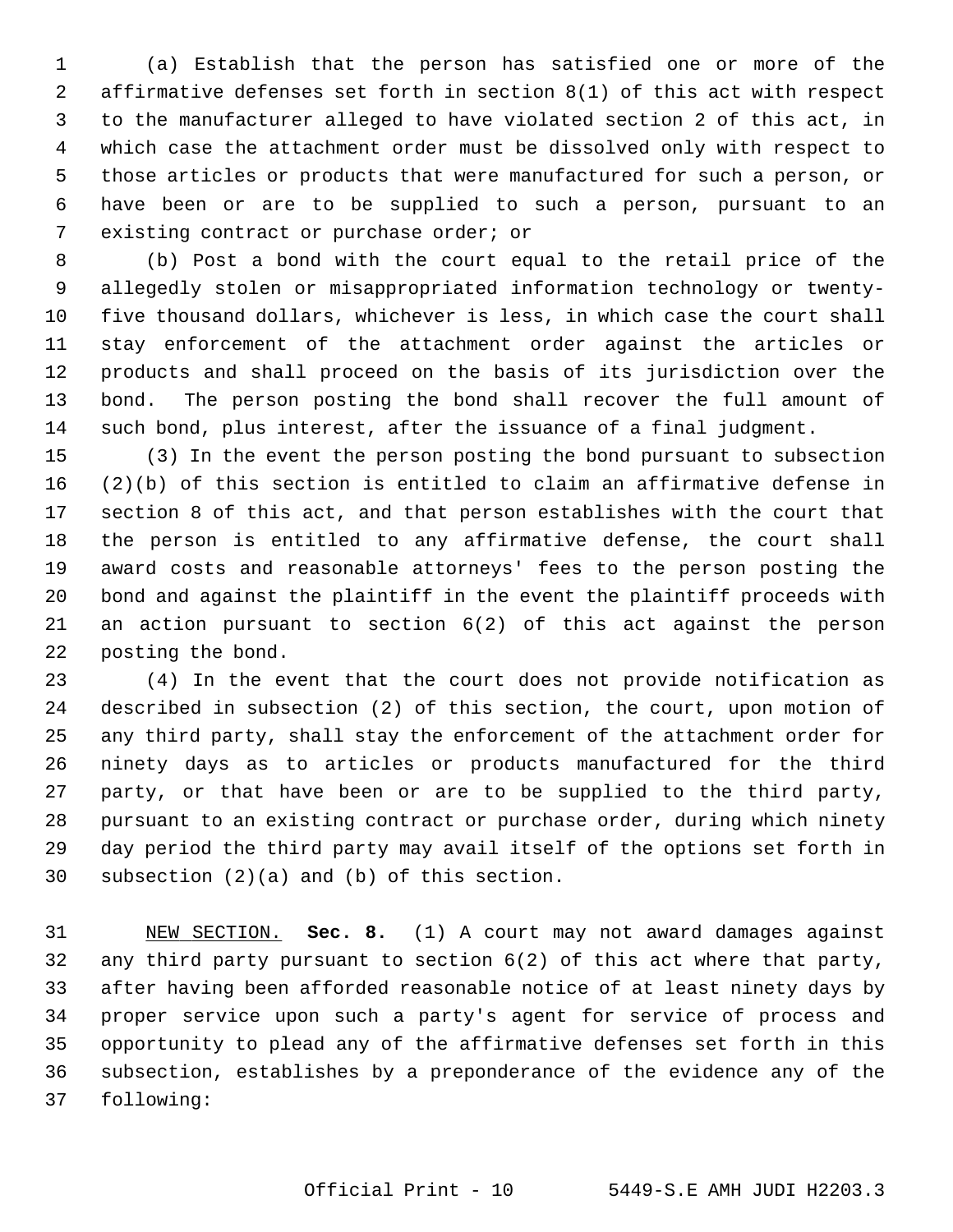(a) Establish that the person has satisfied one or more of the affirmative defenses set forth in section 8(1) of this act with respect to the manufacturer alleged to have violated section 2 of this act, in which case the attachment order must be dissolved only with respect to those articles or products that were manufactured for such a person, or have been or are to be supplied to such a person, pursuant to an existing contract or purchase order; or

(b) Post a bond with the court equal to the retail price of the allegedly stolen or misappropriated information technology or twenty-five thousand dollars, whichever is less, in which case the court shall stay enforcement of the attachment order against the articles or products and shall proceed on the basis of its jurisdiction over the bond. The person posting the bond shall recover the full amount of such bond, plus interest, after the issuance of a final judgment.

(3) In the event the person posting the bond pursuant to subsection (2)(b) of this section is entitled to claim an affirmative defense in section 8 of this act, and that person establishes with the court that the person is entitled to any affirmative defense, the court shall award costs and reasonable attorneys' fees to the person posting the bond and against the plaintiff in the event the plaintiff proceeds with an action pursuant to section 6(2) of this act against the person posting the bond.

(4) In the event that the court does not provide notification as described in subsection (2) of this section, the court, upon motion of any third party, shall stay the enforcement of the attachment order for ninety days as to articles or products manufactured for the third party, or that have been or are to be supplied to the third party, pursuant to an existing contract or purchase order, during which ninety day period the third party may avail itself of the options set forth in subsection (2)(a) and (b) of this section.

NEW SECTION. **Sec. 8.** (1) A court may not award damages against any third party pursuant to section 6(2) of this act where that party, after having been afforded reasonable notice of at least ninety days by proper service upon such a party's agent for service of process and opportunity to plead any of the affirmative defenses set forth in this subsection, establishes by a preponderance of the evidence any of the following: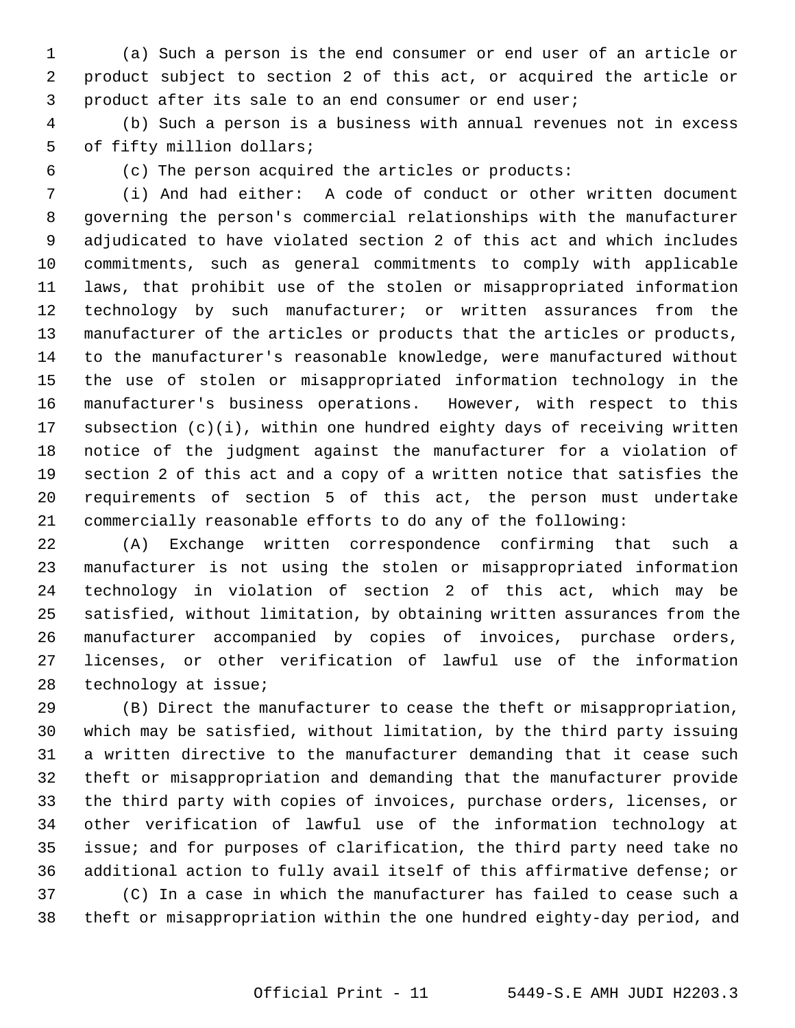(a) Such a person is the end consumer or end user of an article or product subject to section 2 of this act, or acquired the article or product after its sale to an end consumer or end user;

(b) Such a person is a business with annual revenues not in excess of fifty million dollars;

(c) The person acquired the articles or products:

(i) And had either: A code of conduct or other written document governing the person's commercial relationships with the manufacturer adjudicated to have violated section 2 of this act and which includes commitments, such as general commitments to comply with applicable laws, that prohibit use of the stolen or misappropriated information technology by such manufacturer; or written assurances from the manufacturer of the articles or products that the articles or products, to the manufacturer's reasonable knowledge, were manufactured without the use of stolen or misappropriated information technology in the manufacturer's business operations. However, with respect to this subsection (c)(i), within one hundred eighty days of receiving written notice of the judgment against the manufacturer for a violation of section 2 of this act and a copy of a written notice that satisfies the requirements of section 5 of this act, the person must undertake commercially reasonable efforts to do any of the following:

(A) Exchange written correspondence confirming that such a manufacturer is not using the stolen or misappropriated information technology in violation of section 2 of this act, which may be satisfied, without limitation, by obtaining written assurances from the manufacturer accompanied by copies of invoices, purchase orders, licenses, or other verification of lawful use of the information technology at issue;

(B) Direct the manufacturer to cease the theft or misappropriation, which may be satisfied, without limitation, by the third party issuing a written directive to the manufacturer demanding that it cease such theft or misappropriation and demanding that the manufacturer provide the third party with copies of invoices, purchase orders, licenses, or other verification of lawful use of the information technology at issue; and for purposes of clarification, the third party need take no additional action to fully avail itself of this affirmative defense; or

(C) In a case in which the manufacturer has failed to cease such a theft or misappropriation within the one hundred eighty-day period, and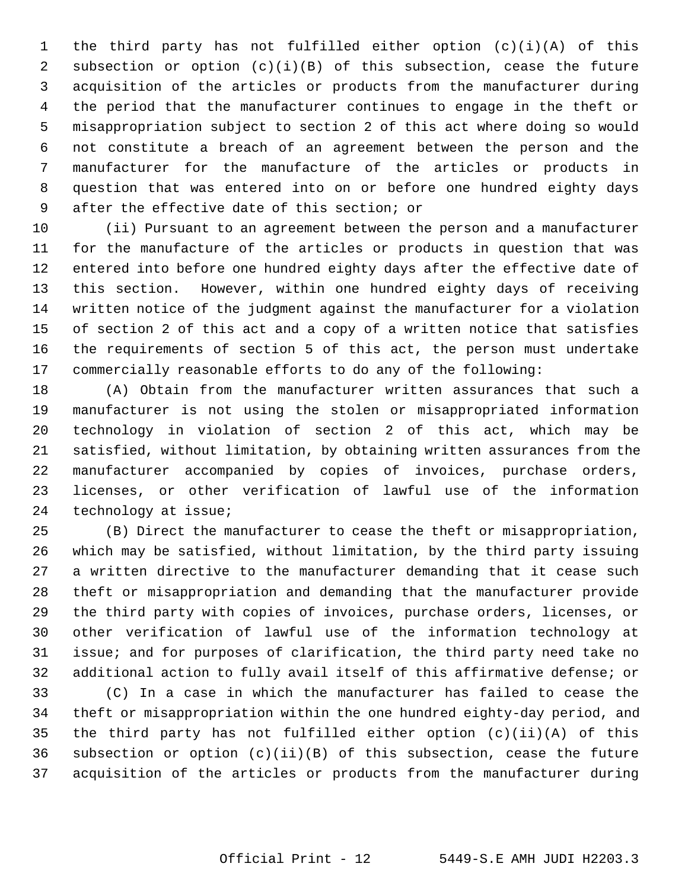the third party has not fulfilled either option (c)(i)(A) of this subsection or option (c)(i)(B) of this subsection, cease the future acquisition of the articles or products from the manufacturer during the period that the manufacturer continues to engage in the theft or misappropriation subject to section 2 of this act where doing so would not constitute a breach of an agreement between the person and the manufacturer for the manufacture of the articles or products in question that was entered into on or before one hundred eighty days after the effective date of this section; or

(ii) Pursuant to an agreement between the person and a manufacturer for the manufacture of the articles or products in question that was entered into before one hundred eighty days after the effective date of this section. However, within one hundred eighty days of receiving written notice of the judgment against the manufacturer for a violation of section 2 of this act and a copy of a written notice that satisfies the requirements of section 5 of this act, the person must undertake commercially reasonable efforts to do any of the following:

(A) Obtain from the manufacturer written assurances that such a manufacturer is not using the stolen or misappropriated information technology in violation of section 2 of this act, which may be satisfied, without limitation, by obtaining written assurances from the manufacturer accompanied by copies of invoices, purchase orders, licenses, or other verification of lawful use of the information technology at issue;

(B) Direct the manufacturer to cease the theft or misappropriation, which may be satisfied, without limitation, by the third party issuing a written directive to the manufacturer demanding that it cease such theft or misappropriation and demanding that the manufacturer provide the third party with copies of invoices, purchase orders, licenses, or other verification of lawful use of the information technology at issue; and for purposes of clarification, the third party need take no additional action to fully avail itself of this affirmative defense; or

(C) In a case in which the manufacturer has failed to cease the theft or misappropriation within the one hundred eighty-day period, and the third party has not fulfilled either option (c)(ii)(A) of this subsection or option (c)(ii)(B) of this subsection, cease the future acquisition of the articles or products from the manufacturer during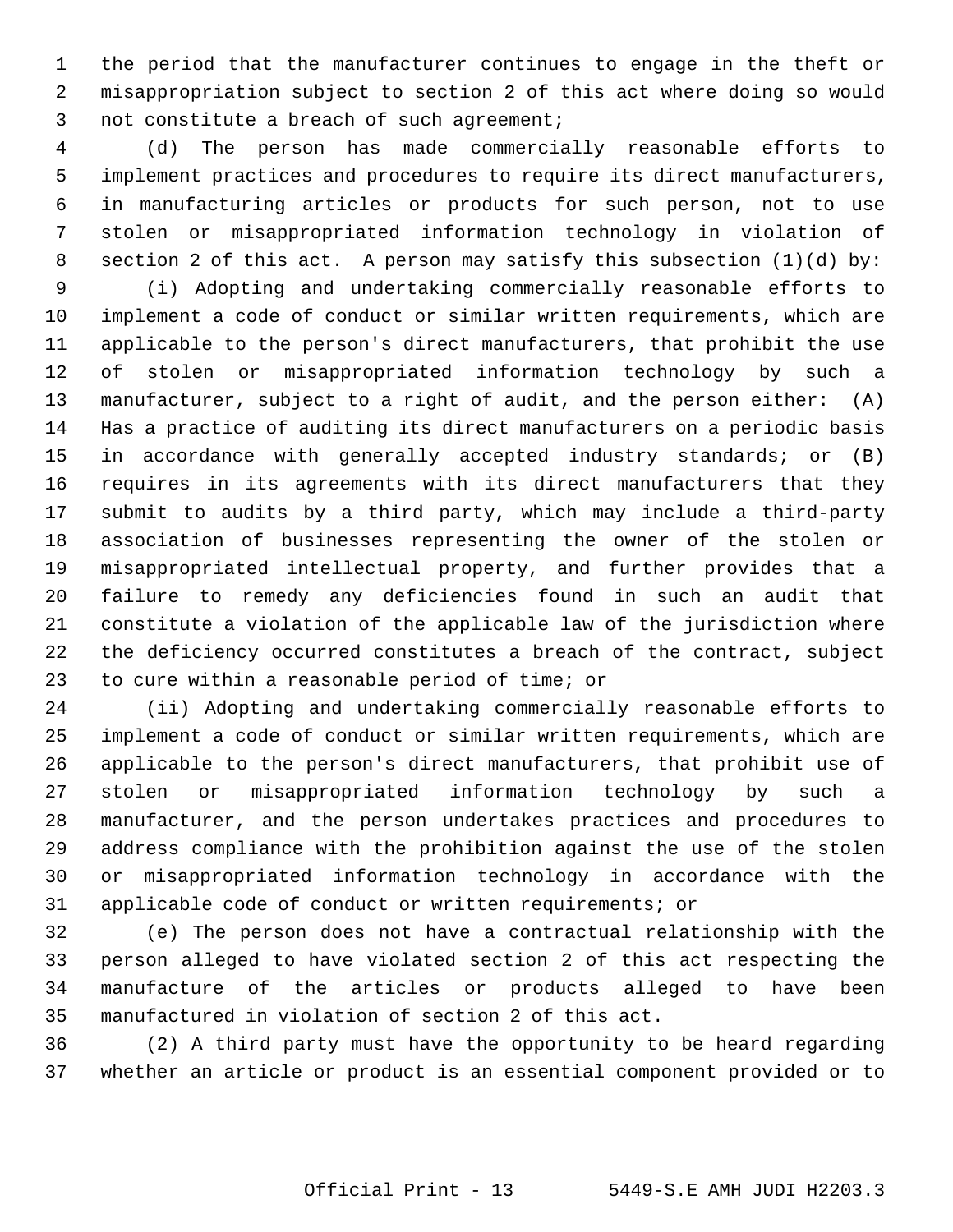the period that the manufacturer continues to engage in the theft or misappropriation subject to section 2 of this act where doing so would not constitute a breach of such agreement;

(d) The person has made commercially reasonable efforts to implement practices and procedures to require its direct manufacturers, in manufacturing articles or products for such person, not to use stolen or misappropriated information technology in violation of section 2 of this act. A person may satisfy this subsection (1)(d) by:

(i) Adopting and undertaking commercially reasonable efforts to implement a code of conduct or similar written requirements, which are applicable to the person's direct manufacturers, that prohibit the use of stolen or misappropriated information technology by such a manufacturer, subject to a right of audit, and the person either: (A) Has a practice of auditing its direct manufacturers on a periodic basis in accordance with generally accepted industry standards; or (B) requires in its agreements with its direct manufacturers that they submit to audits by a third party, which may include a third-party association of businesses representing the owner of the stolen or misappropriated intellectual property, and further provides that a failure to remedy any deficiencies found in such an audit that constitute a violation of the applicable law of the jurisdiction where the deficiency occurred constitutes a breach of the contract, subject to cure within a reasonable period of time; or

(ii) Adopting and undertaking commercially reasonable efforts to implement a code of conduct or similar written requirements, which are applicable to the person's direct manufacturers, that prohibit use of stolen or misappropriated information technology by such a manufacturer, and the person undertakes practices and procedures to address compliance with the prohibition against the use of the stolen or misappropriated information technology in accordance with the applicable code of conduct or written requirements; or

(e) The person does not have a contractual relationship with the person alleged to have violated section 2 of this act respecting the manufacture of the articles or products alleged to have been manufactured in violation of section 2 of this act.

(2) A third party must have the opportunity to be heard regarding whether an article or product is an essential component provided or to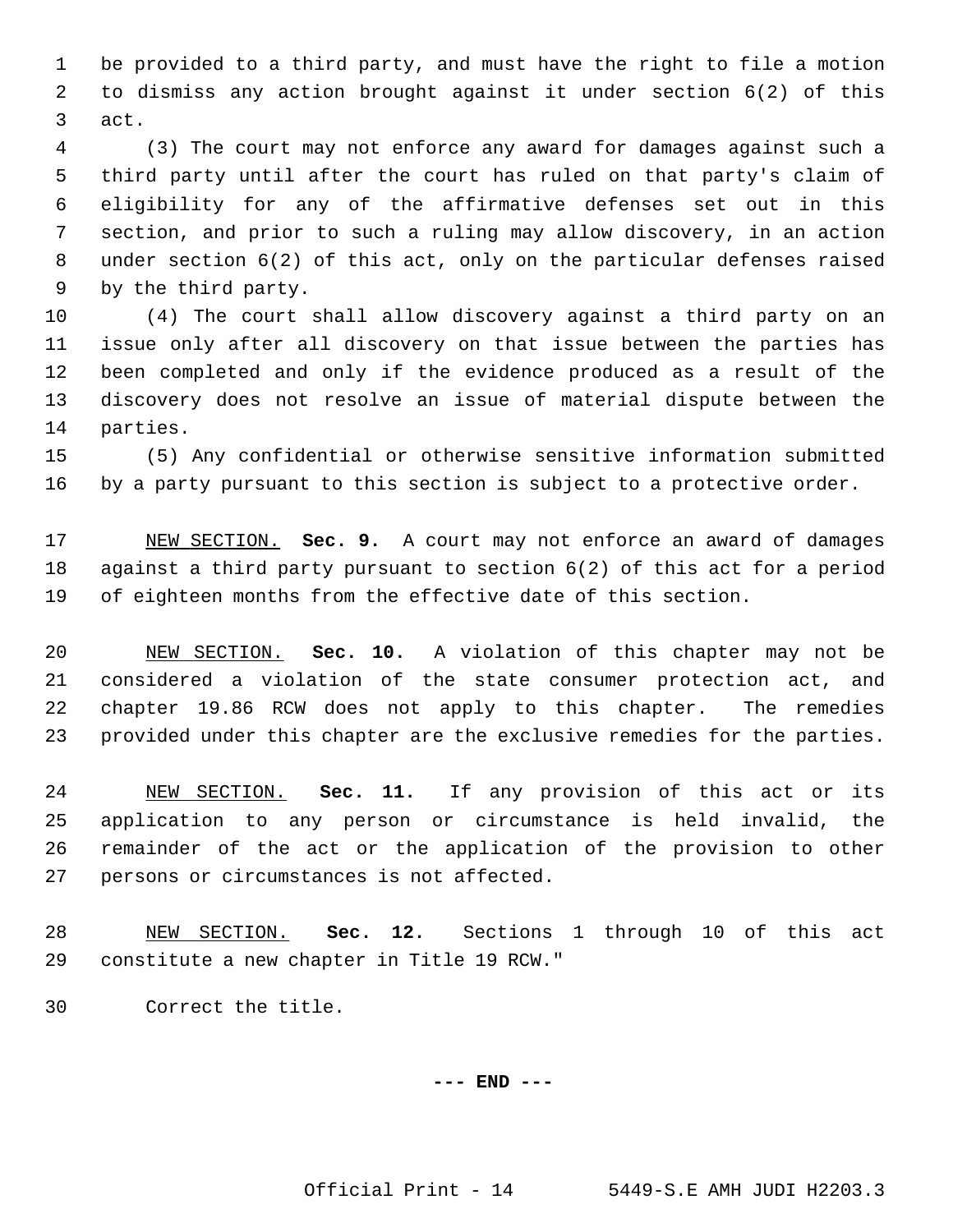be provided to a third party, and must have the right to file a motion to dismiss any action brought against it under section 6(2) of this act.

(3) The court may not enforce any award for damages against such a third party until after the court has ruled on that party's claim of eligibility for any of the affirmative defenses set out in this section, and prior to such a ruling may allow discovery, in an action under section 6(2) of this act, only on the particular defenses raised by the third party.

(4) The court shall allow discovery against a third party on an issue only after all discovery on that issue between the parties has been completed and only if the evidence produced as a result of the discovery does not resolve an issue of material dispute between the parties.

(5) Any confidential or otherwise sensitive information submitted by a party pursuant to this section is subject to a protective order.

NEW SECTION. **Sec. 9.** A court may not enforce an award of damages against a third party pursuant to section 6(2) of this act for a period of eighteen months from the effective date of this section.

NEW SECTION. **Sec. 10.** A violation of this chapter may not be considered a violation of the state consumer protection act, and chapter 19.86 RCW does not apply to this chapter. The remedies provided under this chapter are the exclusive remedies for the parties.

NEW SECTION. **Sec. 11.** If any provision of this act or its application to any person or circumstance is held invalid, the remainder of the act or the application of the provision to other persons or circumstances is not affected.

NEW SECTION. **Sec. 12.** Sections 1 through 10 of this act constitute a new chapter in Title 19 RCW."

Correct the title.

**--- END ---**